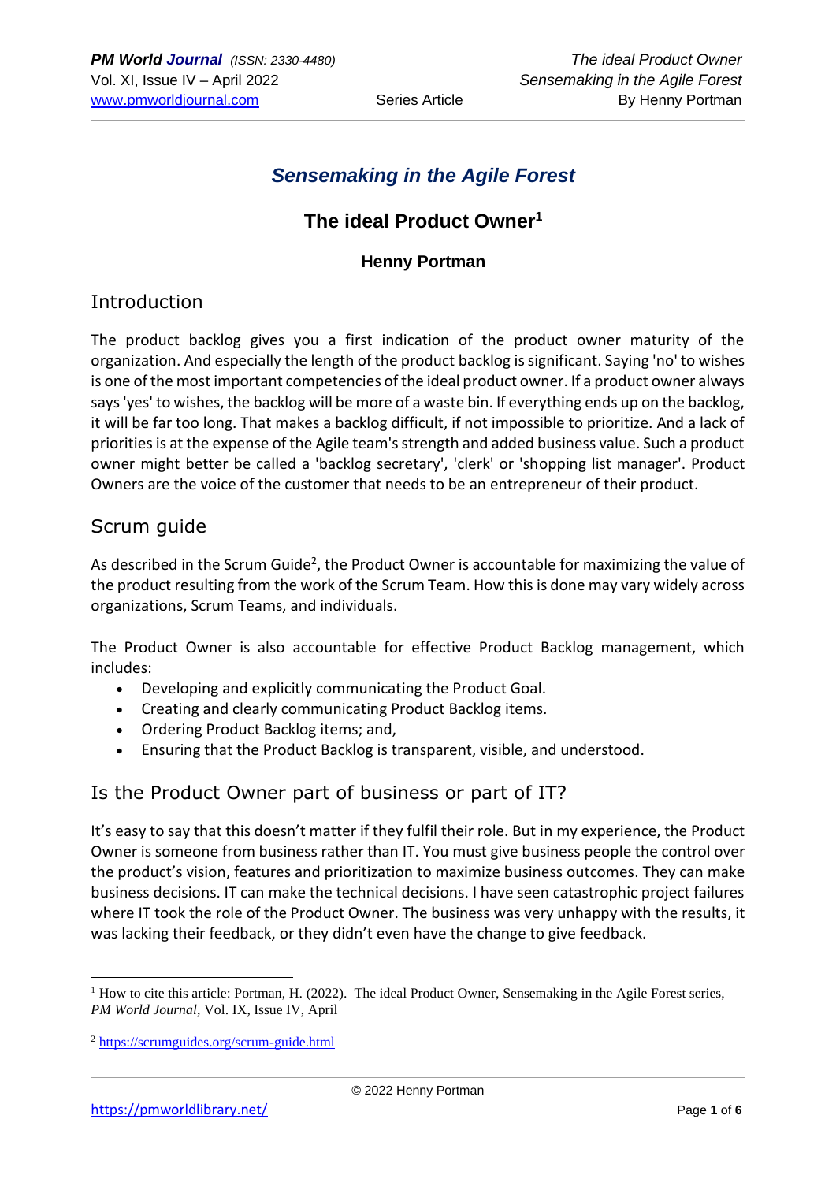# *Sensemaking in the Agile Forest*

## The ideal Product Owner[1]

**Henny Portman**

## Introduction

The product backlog gives you a first indication of the product owner maturity of the organization. And especially the length of the product backlog is significant. Saying 'no' to wishes is one of the most important competencies of the ideal product owner. If a product owner always says 'yes' to wishes, the backlog will be more of a waste bin. If everything ends up on the backlog, it will be far too long. That makes a backlog difficult, if not impossible to prioritize. And a lack of priorities is at the expense of the Agile team's strength and added business value. Such a product owner might better be called a 'backlog secretary', 'clerk' or 'shopping list manager'. Product Owners are the voice of the customer that needs to be an entrepreneur of their product.

## Scrum guide

As described in the Scrum Guide[2], the Product Owner is accountable for maximizing the value of the product resulting from the work of the Scrum Team. How this is done may vary widely across organizations, Scrum Teams, and individuals.

The Product Owner is also accountable for effective Product Backlog management, which includes:

- Developing and explicitly communicating the Product Goal.
- Creating and clearly communicating Product Backlog items.
- Ordering Product Backlog items; and,
- Ensuring that the Product Backlog is transparent, visible, and understood.

## Is the Product Owner part of business or part of IT?

It's easy to say that this doesn't matter if they fulfil their role. But in my experience, the Product Owner is someone from business rather than IT. You must give business people the control over the product's vision, features and prioritization to maximize business outcomes. They can make business decisions. IT can make the technical decisions. I have seen catastrophic project failures where IT took the role of the Product Owner. The business was very unhappy with the results, it was lacking their feedback, or they didn't even have the change to give feedback.

---

[1] How to cite this article: Portman, H. (2022). The ideal Product Owner, Sensemaking in the Agile Forest series, *PM World Journal*, Vol. IX, Issue IV, April

[2] https://scrumguides.org/scrum-guide.html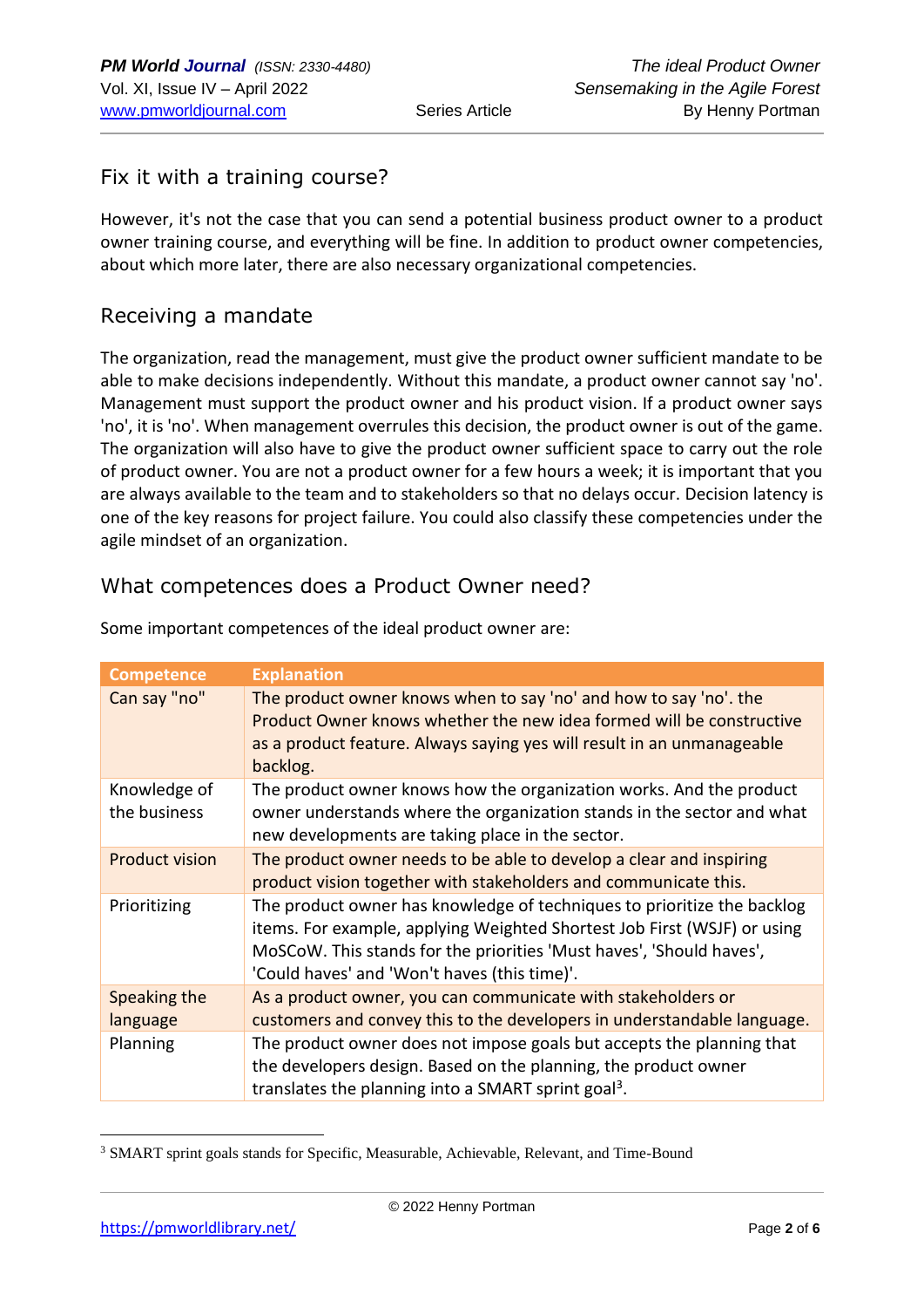## Fix it with a training course?

However, it's not the case that you can send a potential business product owner to a product owner training course, and everything will be fine. In addition to product owner competencies, about which more later, there are also necessary organizational competencies.

## Receiving a mandate

The organization, read the management, must give the product owner sufficient mandate to be able to make decisions independently. Without this mandate, a product owner cannot say 'no'. Management must support the product owner and his product vision. If a product owner says 'no', it is 'no'. When management overrules this decision, the product owner is out of the game. The organization will also have to give the product owner sufficient space to carry out the role of product owner. You are not a product owner for a few hours a week; it is important that you are always available to the team and to stakeholders so that no delays occur. Decision latency is one of the key reasons for project failure. You could also classify these competencies under the agile mindset of an organization.

## What competences does a Product Owner need?

Some important competences of the ideal product owner are:

| Competence | Explanation |
|---|---|
| Can say "no" | The product owner knows when to say 'no' and how to say 'no'. the Product Owner knows whether the new idea formed will be constructive as a product feature. Always saying yes will result in an unmanageable backlog. |
| Knowledge of the business | The product owner knows how the organization works. And the product owner understands where the organization stands in the sector and what new developments are taking place in the sector. |
| Product vision | The product owner needs to be able to develop a clear and inspiring product vision together with stakeholders and communicate this. |
| Prioritizing | The product owner has knowledge of techniques to prioritize the backlog items. For example, applying Weighted Shortest Job First (WSJF) or using MoSCoW. This stands for the priorities 'Must haves', 'Should haves', 'Could haves' and 'Won't haves (this time)'. |
| Speaking the language | As a product owner, you can communicate with stakeholders or customers and convey this to the developers in understandable language. |
| Planning | The product owner does not impose goals but accepts the planning that the developers design. Based on the planning, the product owner translates the planning into a SMART sprint goal[3]. |

[3] SMART sprint goals stands for Specific, Measurable, Achievable, Relevant, and Time-Bound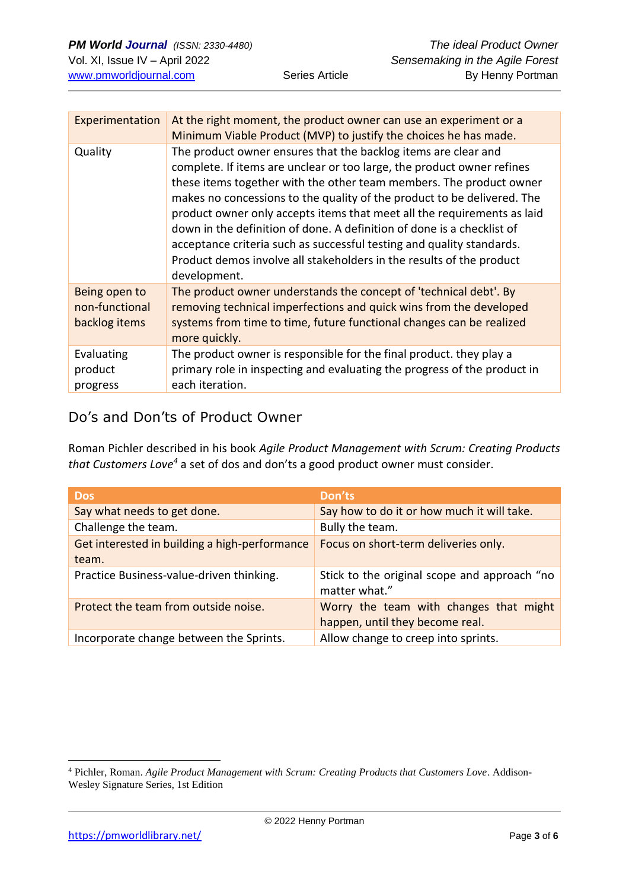| Experimentation | At the right moment, the product owner can use an experiment or a Minimum Viable Product (MVP) to justify the choices he has made. |
|---|---|
| Quality | The product owner ensures that the backlog items are clear and complete. If items are unclear or too large, the product owner refines these items together with the other team members. The product owner makes no concessions to the quality of the product to be delivered. The product owner only accepts items that meet all the requirements as laid down in the definition of done. A definition of done is a checklist of acceptance criteria such as successful testing and quality standards. Product demos involve all stakeholders in the results of the product development. |
| Being open to non-functional backlog items | The product owner understands the concept of 'technical debt'. By removing technical imperfections and quick wins from the developed systems from time to time, future functional changes can be realized more quickly. |
| Evaluating product progress | The product owner is responsible for the final product. they play a primary role in inspecting and evaluating the progress of the product in each iteration. |

## Do's and Don'ts of Product Owner

Roman Pichler described in his book *Agile Product Management with Scrum: Creating Products that Customers Love*[4] a set of dos and don'ts a good product owner must consider.

| Dos | Don'ts |
|---|---|
| Say what needs to get done. | Say how to do it or how much it will take. |
| Challenge the team. | Bully the team. |
| Get interested in building a high-performance team. | Focus on short-term deliveries only. |
| Practice Business-value-driven thinking. | Stick to the original scope and approach "no matter what." |
| Protect the team from outside noise. | Worry the team with changes that might happen, until they become real. |
| Incorporate change between the Sprints. | Allow change to creep into sprints. |

[4] Pichler, Roman. *Agile Product Management with Scrum: Creating Products that Customers Love*. Addison-Wesley Signature Series, 1st Edition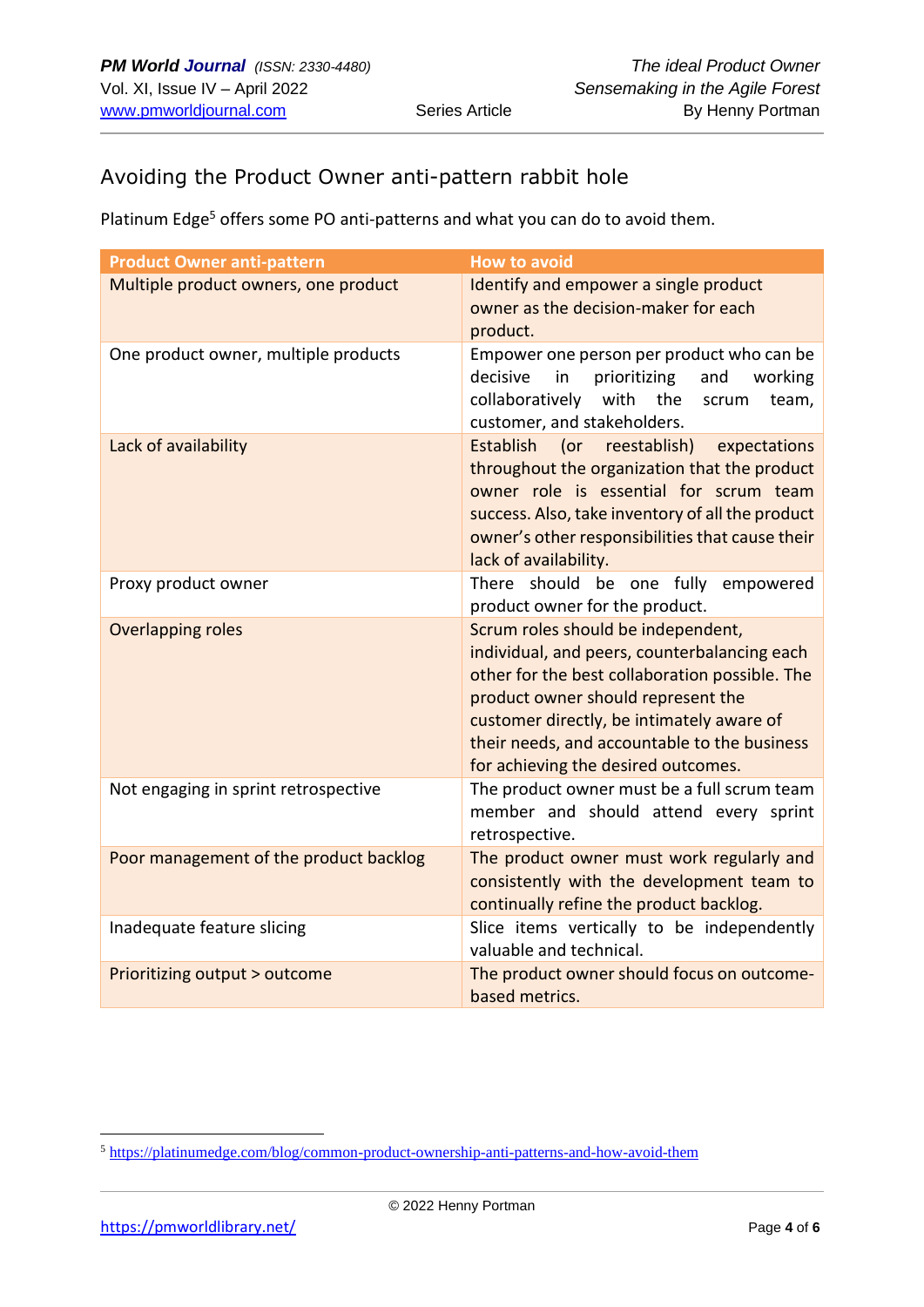## Avoiding the Product Owner anti-pattern rabbit hole

Platinum Edge[5] offers some PO anti-patterns and what you can do to avoid them.

| Product Owner anti-pattern | How to avoid |
|---|---|
| Multiple product owners, one product | Identify and empower a single product owner as the decision-maker for each product. |
| One product owner, multiple products | Empower one person per product who can be decisive in prioritizing and working collaboratively with the scrum team, customer, and stakeholders. |
| Lack of availability | Establish (or reestablish) expectations throughout the organization that the product owner role is essential for scrum team success. Also, take inventory of all the product owner's other responsibilities that cause their lack of availability. |
| Proxy product owner | There should be one fully empowered product owner for the product. |
| Overlapping roles | Scrum roles should be independent, individual, and peers, counterbalancing each other for the best collaboration possible. The product owner should represent the customer directly, be intimately aware of their needs, and accountable to the business for achieving the desired outcomes. |
| Not engaging in sprint retrospective | The product owner must be a full scrum team member and should attend every sprint retrospective. |
| Poor management of the product backlog | The product owner must work regularly and consistently with the development team to continually refine the product backlog. |
| Inadequate feature slicing | Slice items vertically to be independently valuable and technical. |
| Prioritizing output > outcome | The product owner should focus on outcome-based metrics. |

[5] https://platinumedge.com/blog/common-product-ownership-anti-patterns-and-how-avoid-them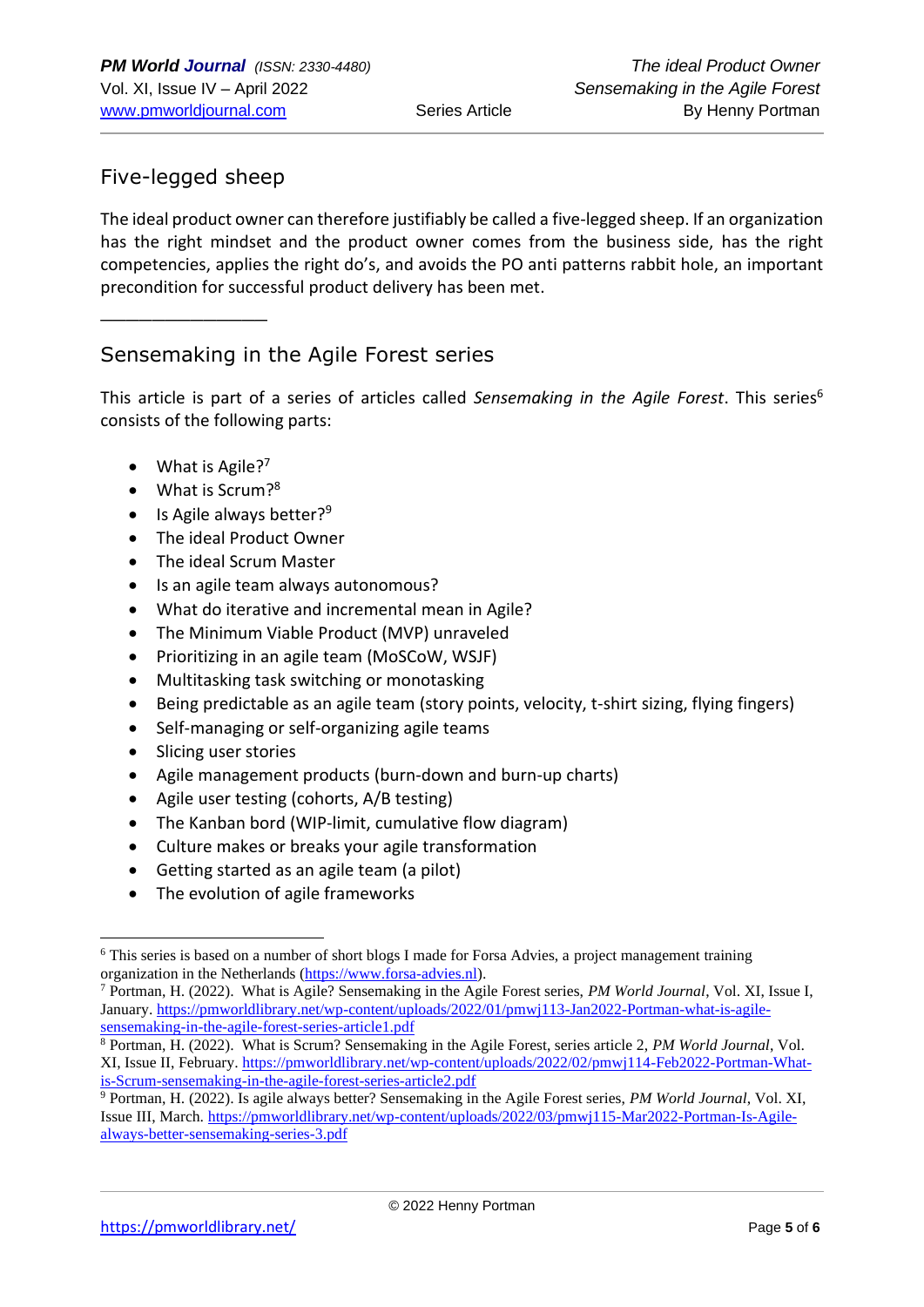## Five-legged sheep

The ideal product owner can therefore justifiably be called a five-legged sheep. If an organization has the right mindset and the product owner comes from the business side, has the right competencies, applies the right do's, and avoids the PO anti patterns rabbit hole, an important precondition for successful product delivery has been met.

---

## Sensemaking in the Agile Forest series

This article is part of a series of articles called *Sensemaking in the Agile Forest*. This series[6] consists of the following parts:

- What is Agile?[7]
- What is Scrum?[8]
- Is Agile always better?[9]
- The ideal Product Owner
- The ideal Scrum Master
- Is an agile team always autonomous?
- What do iterative and incremental mean in Agile?
- The Minimum Viable Product (MVP) unraveled
- Prioritizing in an agile team (MoSCoW, WSJF)
- Multitasking task switching or monotasking
- Being predictable as an agile team (story points, velocity, t-shirt sizing, flying fingers)
- Self-managing or self-organizing agile teams
- Slicing user stories
- Agile management products (burn-down and burn-up charts)
- Agile user testing (cohorts, A/B testing)
- The Kanban bord (WIP-limit, cumulative flow diagram)
- Culture makes or breaks your agile transformation
- Getting started as an agile team (a pilot)
- The evolution of agile frameworks

---

[6] This series is based on a number of short blogs I made for Forsa Advies, a project management training organization in the Netherlands (https://www.forsa-advies.nl).

[7] Portman, H. (2022). What is Agile? Sensemaking in the Agile Forest series, *PM World Journal*, Vol. XI, Issue I, January. https://pmworldlibrary.net/wp-content/uploads/2022/01/pmwj113-Jan2022-Portman-what-is-agile-sensemaking-in-the-agile-forest-series-article1.pdf

[8] Portman, H. (2022). What is Scrum? Sensemaking in the Agile Forest, series article 2, *PM World Journal*, Vol. XI, Issue II, February. https://pmworldlibrary.net/wp-content/uploads/2022/02/pmwj114-Feb2022-Portman-What-is-Scrum-sensemaking-in-the-agile-forest-series-article2.pdf

[9] Portman, H. (2022). Is agile always better? Sensemaking in the Agile Forest series, *PM World Journal*, Vol. XI, Issue III, March. https://pmworldlibrary.net/wp-content/uploads/2022/03/pmwj115-Mar2022-Portman-Is-Agile-always-better-sensemaking-series-3.pdf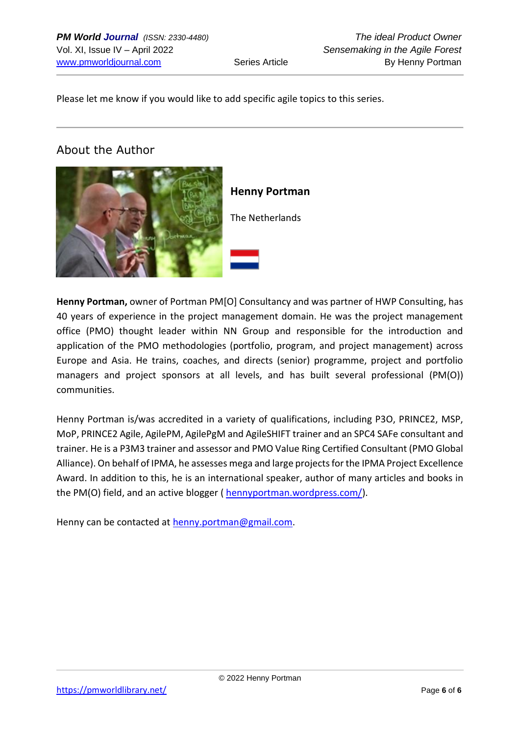Please let me know if you would like to add specific agile topics to this series.

---

## About the Author

**Henny Portman**

The Netherlands

**Henny Portman,** owner of Portman PM[O] Consultancy and was partner of HWP Consulting, has 40 years of experience in the project management domain. He was the project management office (PMO) thought leader within NN Group and responsible for the introduction and application of the PMO methodologies (portfolio, program, and project management) across Europe and Asia. He trains, coaches, and directs (senior) programme, project and portfolio managers and project sponsors at all levels, and has built several professional (PM(O)) communities.

Henny Portman is/was accredited in a variety of qualifications, including P3O, PRINCE2, MSP, MoP, PRINCE2 Agile, AgilePM, AgilePgM and AgileSHIFT trainer and an SPC4 SAFe consultant and trainer. He is a P3M3 trainer and assessor and PMO Value Ring Certified Consultant (PMO Global Alliance). On behalf of IPMA, he assesses mega and large projects for the IPMA Project Excellence Award. In addition to this, he is an international speaker, author of many articles and books in the PM(O) field, and an active blogger ( hennyportman.wordpress.com/).

Henny can be contacted at henny.portman@gmail.com.